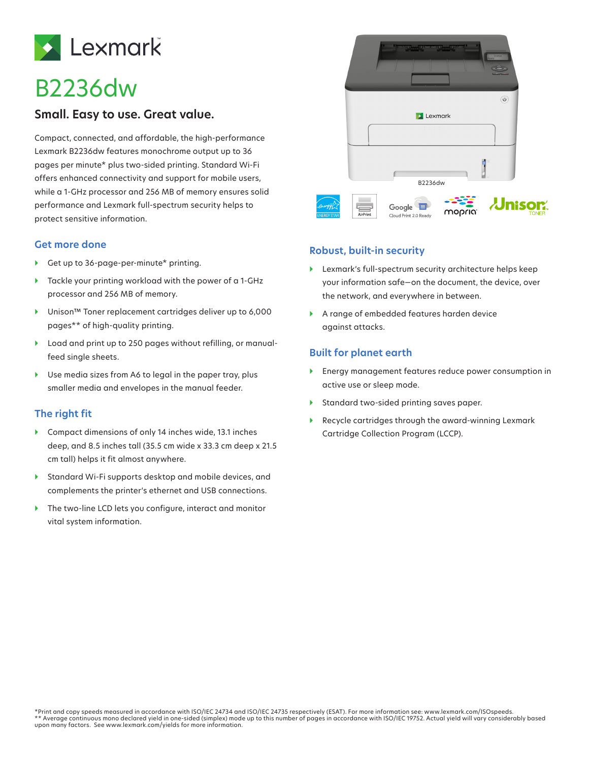Lexmark

# B2236dw

## Small. Easy to use. Great value.

Compact, connected, and affordable, the high-performance Lexmark B2236dw features monochrome output up to 36 pages per minute* plus two-sided printing. Standard Wi-Fi offers enhanced connectivity and support for mobile users, while a 1-GHz processor and 256 MB of memory ensures solid performance and Lexmark full-spectrum security helps to protect sensitive information.

### Get more done

- Get up to 36-page-per-minute* printing.
- Tackle your printing workload with the power of a 1-GHz processor and 256 MB of memory.
- Unison™ Toner replacement cartridges deliver up to 6,000 pages** of high-quality printing.
- Load and print up to 250 pages without refilling, or manual-feed single sheets.
- Use media sizes from A6 to legal in the paper tray, plus smaller media and envelopes in the manual feeder.

### The right fit

- Compact dimensions of only 14 inches wide, 13.1 inches deep, and 8.5 inches tall (35.5 cm wide x 33.3 cm deep x 21.5 cm tall) helps it fit almost anywhere.
- Standard Wi-Fi supports desktop and mobile devices, and complements the printer's ethernet and USB connections.
- The two-line LCD lets you configure, interact and monitor vital system information.

### Robust, built-in security

- Lexmark's full-spectrum security architecture helps keep your information safe—on the document, the device, over the network, and everywhere in between.
- A range of embedded features harden device against attacks.

### Built for planet earth

- Energy management features reduce power consumption in active use or sleep mode.
- Standard two-sided printing saves paper.
- Recycle cartridges through the award-winning Lexmark Cartridge Collection Program (LCCP).

*Print and copy speeds measured in accordance with ISO/IEC 24734 and ISO/IEC 24735 respectively (ESAT). For more information see: www.lexmark.com/ISOspeeds.
** Average continuous mono declared yield in one-sided (simplex) mode up to this number of pages in accordance with ISO/IEC 19752. Actual yield will vary considerably based upon many factors. See www.lexmark.com/yields for more information.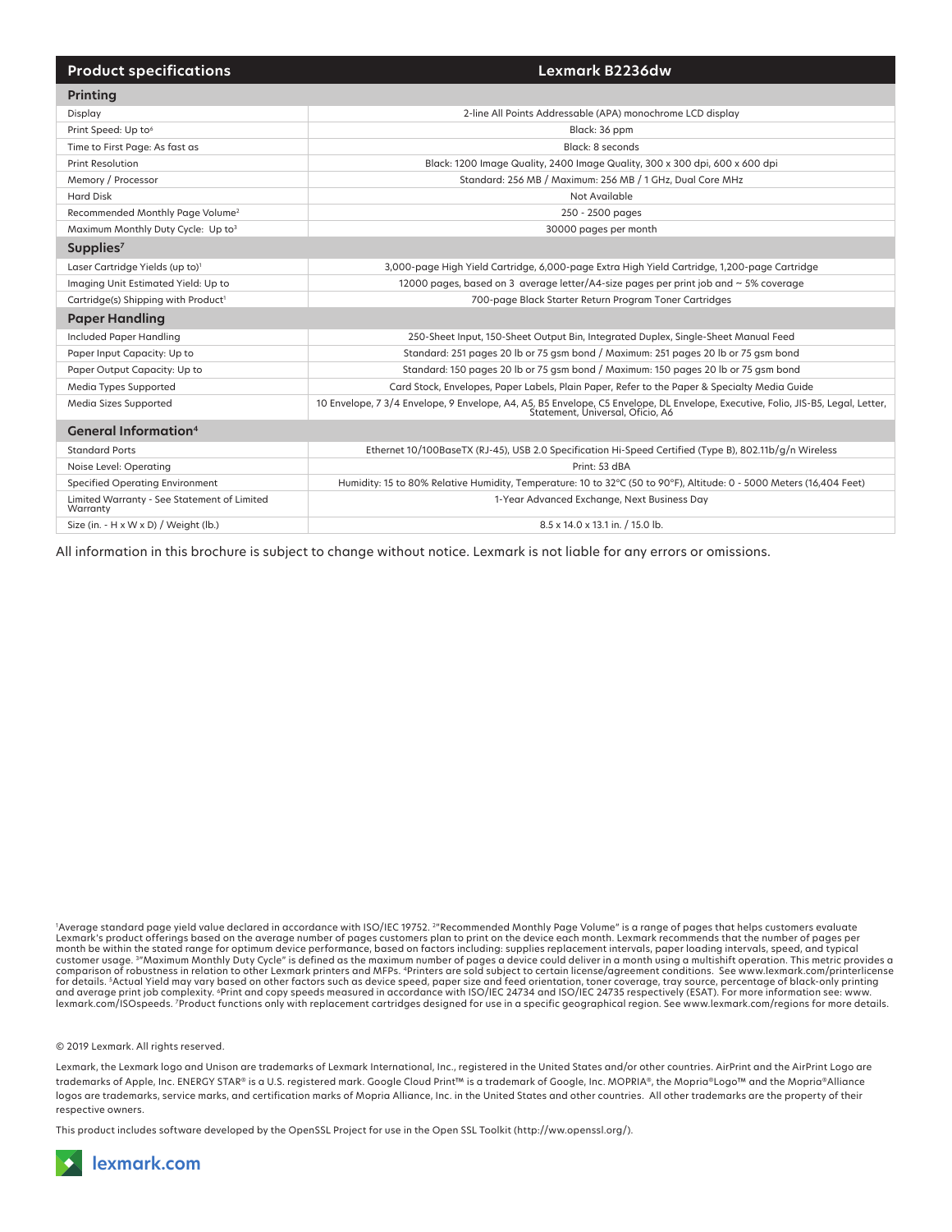| Product specifications | Lexmark B2236dw |
|---|---|
| **Printing** | |
| Display | 2-line All Points Addressable (APA) monochrome LCD display |
| Print Speed: Up to[6] | Black: 36 ppm |
| Time to First Page: As fast as | Black: 8 seconds |
| Print Resolution | Black: 1200 Image Quality, 2400 Image Quality, 300 x 300 dpi, 600 x 600 dpi |
| Memory / Processor | Standard: 256 MB / Maximum: 256 MB / 1 GHz, Dual Core MHz |
| Hard Disk | Not Available |
| Recommended Monthly Page Volume[2] | 250 - 2500 pages |
| Maximum Monthly Duty Cycle: Up to[3] | 30000 pages per month |
| **Supplies[7]** | |
| Laser Cartridge Yields (up to)[1] | 3,000-page High Yield Cartridge, 6,000-page Extra High Yield Cartridge, 1,200-page Cartridge |
| Imaging Unit Estimated Yield: Up to | 12000 pages, based on 3 average letter/A4-size pages per print job and ~ 5% coverage |
| Cartridge(s) Shipping with Product[1] | 700-page Black Starter Return Program Toner Cartridges |
| **Paper Handling** | |
| Included Paper Handling | 250-Sheet Input, 150-Sheet Output Bin, Integrated Duplex, Single-Sheet Manual Feed |
| Paper Input Capacity: Up to | Standard: 251 pages 20 lb or 75 gsm bond / Maximum: 251 pages 20 lb or 75 gsm bond |
| Paper Output Capacity: Up to | Standard: 150 pages 20 lb or 75 gsm bond / Maximum: 150 pages 20 lb or 75 gsm bond |
| Media Types Supported | Card Stock, Envelopes, Paper Labels, Plain Paper, Refer to the Paper & Specialty Media Guide |
| Media Sizes Supported | 10 Envelope, 7 3/4 Envelope, 9 Envelope, A4, A5, B5 Envelope, C5 Envelope, DL Envelope, Executive, Folio, JIS-B5, Legal, Letter, Statement, Universal, Oficio, A6 |
| **General Information[4]** | |
| Standard Ports | Ethernet 10/100BaseTX (RJ-45), USB 2.0 Specification Hi-Speed Certified (Type B), 802.11b/g/n Wireless |
| Noise Level: Operating | Print: 53 dBA |
| Specified Operating Environment | Humidity: 15 to 80% Relative Humidity, Temperature: 10 to 32°C (50 to 90°F), Altitude: 0 - 5000 Meters (16,404 Feet) |
| Limited Warranty - See Statement of Limited Warranty | 1-Year Advanced Exchange, Next Business Day |
| Size (in. - H x W x D) / Weight (lb.) | 8.5 x 14.0 x 13.1 in. / 15.0 lb. |

All information in this brochure is subject to change without notice. Lexmark is not liable for any errors or omissions.

[1]Average standard page yield value declared in accordance with ISO/IEC 19752. [2]"Recommended Monthly Page Volume" is a range of pages that helps customers evaluate Lexmark's product offerings based on the average number of pages customers plan to print on the device each month. Lexmark recommends that the number of pages per month be within the stated range for optimum device performance, based on factors including: supplies replacement intervals, paper loading intervals, speed, and typical customer usage. [3]"Maximum Monthly Duty Cycle" is defined as the maximum number of pages a device could deliver in a month using a multishift operation. This metric provides a comparison of robustness in relation to other Lexmark printers and MFPs. [4]Printers are sold subject to certain license/agreement conditions. See www.lexmark.com/printerlicense for details. [5]Actual Yield may vary based on other factors such as device speed, paper size and feed orientation, toner coverage, tray source, percentage of black-only printing and average print job complexity. [6]Print and copy speeds measured in accordance with ISO/IEC 24734 and ISO/IEC 24735 respectively (ESAT). For more information see: www.lexmark.com/ISOspeeds. [7]Product functions only with replacement cartridges designed for use in a specific geographical region. See www.lexmark.com/regions for more details.

© 2019 Lexmark. All rights reserved.

Lexmark, the Lexmark logo and Unison are trademarks of Lexmark International, Inc., registered in the United States and/or other countries. AirPrint and the AirPrint Logo are trademarks of Apple, Inc. ENERGY STAR® is a U.S. registered mark. Google Cloud Print™ is a trademark of Google, Inc. MOPRIA®, the Mopria®Logo™ and the Mopria®Alliance logos are trademarks, service marks, and certification marks of Mopria Alliance, Inc. in the United States and other countries. All other trademarks are the property of their respective owners.

This product includes software developed by the OpenSSL Project for use in the Open SSL Toolkit (http://ww.openssl.org/).

lexmark.com